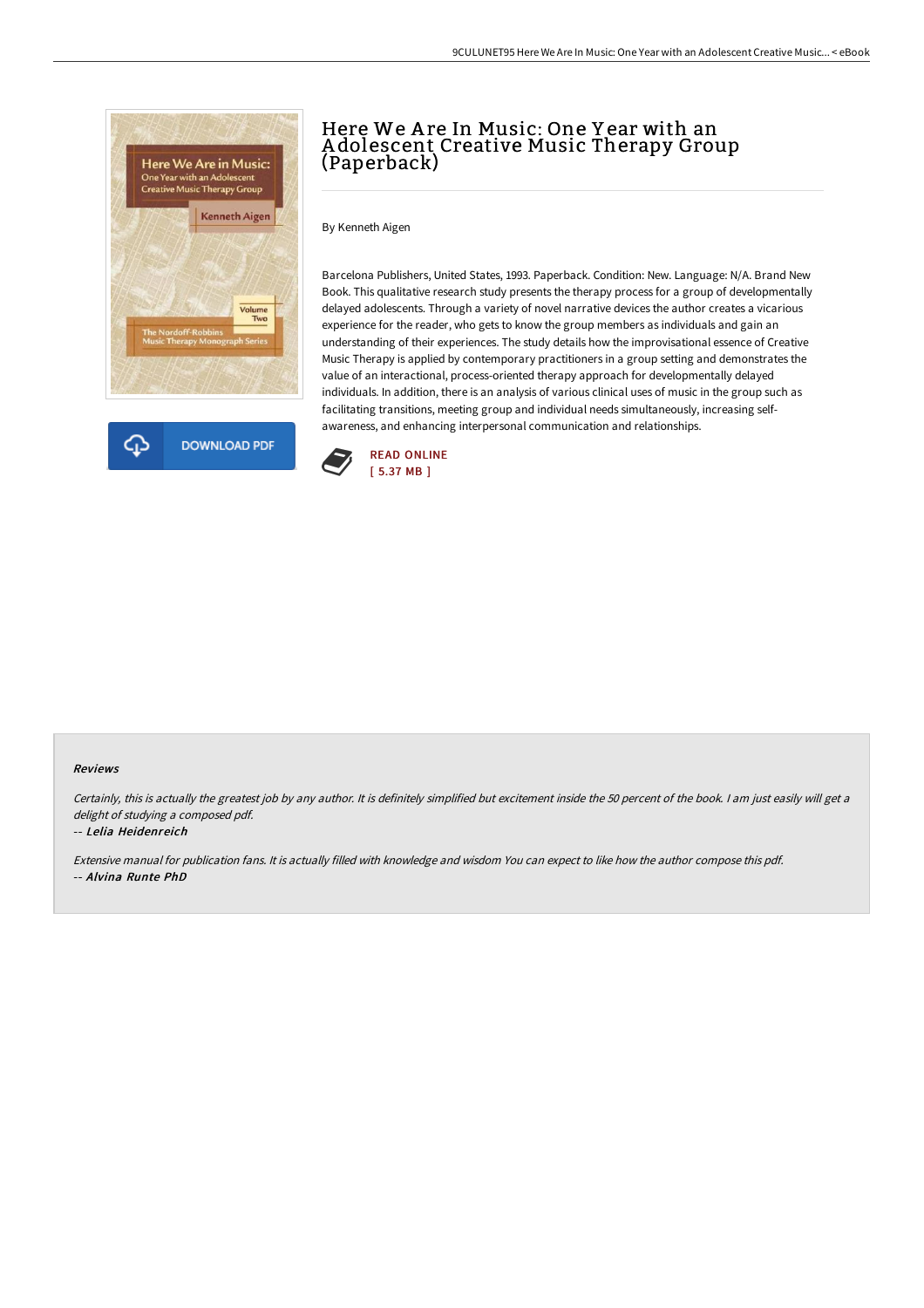# Here We Are In Music: One Year with an Adolescent Creative Music Therapy Group (Paperback)

By Kenneth Aigen

Barcelona Publishers, United States, 1993. Paperback. Condition: New. Language: N/A. Brand New Book. This qualitative research study presents the therapy process for a group of developmentally delayed adolescents. Through a variety of novel narrative devices the author creates a vicarious experience for the reader, who gets to know the group members as individuals and gain an understanding of their experiences. The study details how the improvisational essence of Creative Music Therapy is applied by contemporary practitioners in a group setting and demonstrates the value of an interactional, process-oriented therapy approach for developmentally delayed individuals. In addition, there is an analysis of various clinical uses of music in the group such as facilitating transitions, meeting group and individual needs simultaneously, increasing self-awareness, and enhancing interpersonal communication and relationships.

DOWNLOAD PDF

READ ONLINE
[ 5.37 MB ]

#### Reviews

*Certainly, this is actually the greatest job by any author. It is definitely simplified but excitement inside the 50 percent of the book. I am just easily will get a delight of studying a composed pdf.*

-- ***Lelia Heidenreich***

*Extensive manual for publication fans. It is actually filled with knowledge and wisdom You can expect to like how the author compose this pdf.*

-- ***Alvina Runte PhD***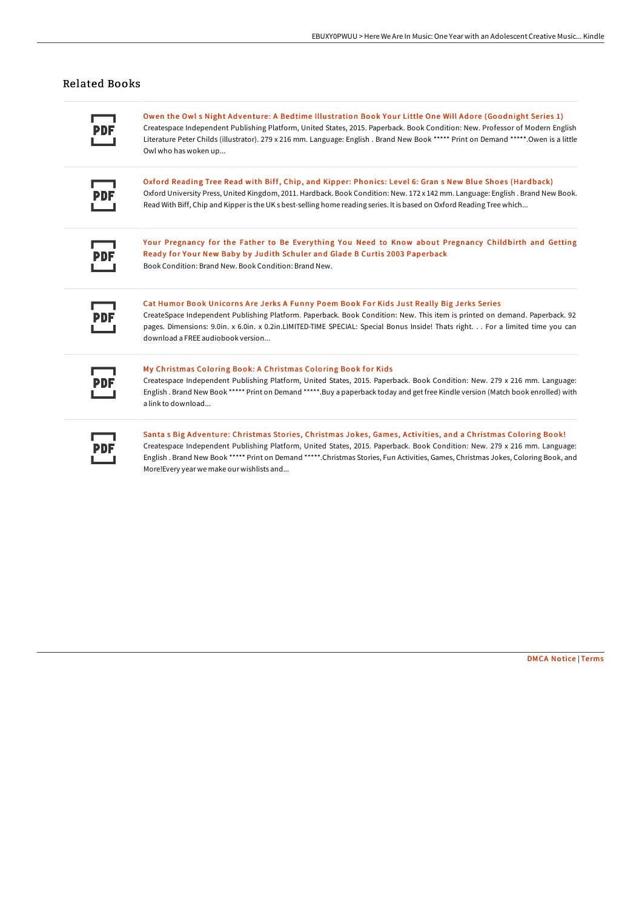## Related Books

**Owen the Owl s Night Adventure: A Bedtime Illustration Book Your Little One Will Adore (Goodnight Series 1)**
Createspace Independent Publishing Platform, United States, 2015. Paperback. Book Condition: New. Professor of Modern English Literature Peter Childs (illustrator). 279 x 216 mm. Language: English . Brand New Book ***** Print on Demand *****.Owen is a little Owl who has woken up...

**Oxford Reading Tree Read with Biff, Chip, and Kipper: Phonics: Level 6: Gran s New Blue Shoes (Hardback)**
Oxford University Press, United Kingdom, 2011. Hardback. Book Condition: New. 172 x 142 mm. Language: English . Brand New Book. Read With Biff, Chip and Kipper is the UK s best-selling home reading series. It is based on Oxford Reading Tree which...

**Your Pregnancy for the Father to Be Everything You Need to Know about Pregnancy Childbirth and Getting Ready for Your New Baby by Judith Schuler and Glade B Curtis 2003 Paperback**
Book Condition: Brand New. Book Condition: Brand New.

**Cat Humor Book Unicorns Are Jerks A Funny Poem Book For Kids Just Really Big Jerks Series**
CreateSpace Independent Publishing Platform. Paperback. Book Condition: New. This item is printed on demand. Paperback. 92 pages. Dimensions: 9.0in. x 6.0in. x 0.2in.LIMITED-TIME SPECIAL: Special Bonus Inside! Thats right. . . For a limited time you can download a FREE audiobook version...

**My Christmas Coloring Book: A Christmas Coloring Book for Kids**
Createspace Independent Publishing Platform, United States, 2015. Paperback. Book Condition: New. 279 x 216 mm. Language: English . Brand New Book ***** Print on Demand *****.Buy a paperback today and get free Kindle version (Match book enrolled) with a link to download...

**Santa s Big Adventure: Christmas Stories, Christmas Jokes, Games, Activities, and a Christmas Coloring Book!**
Createspace Independent Publishing Platform, United States, 2015. Paperback. Book Condition: New. 279 x 216 mm. Language: English . Brand New Book ***** Print on Demand *****.Christmas Stories, Fun Activities, Games, Christmas Jokes, Coloring Book, and More!Every year we make our wishlists and...

DMCA Notice | Terms